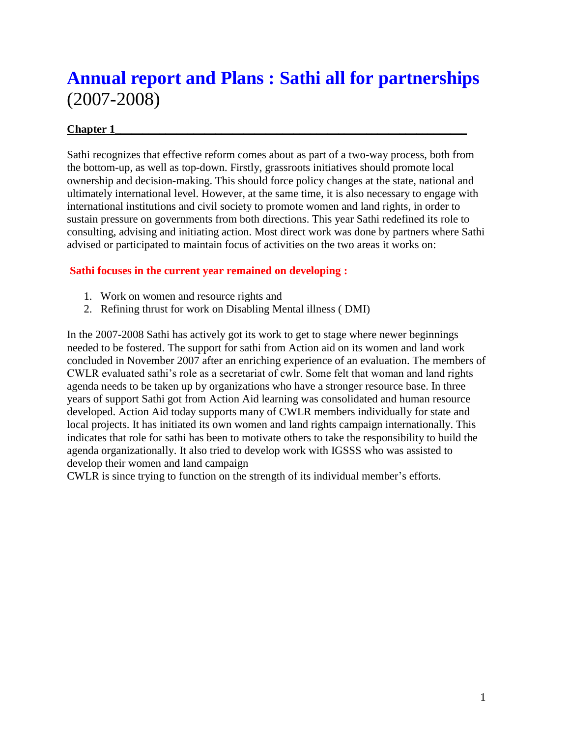# Annual report and Plans : Sathi all for partnerships (2007-2008)

**Chapter 1**

Sathi recognizes that effective reform comes about as part of a two-way process, both from the bottom-up, as well as top-down. Firstly, grassroots initiatives should promote local ownership and decision-making. This should force policy changes at the state, national and ultimately international level. However, at the same time, it is also necessary to engage with international institutions and civil society to promote women and land rights, in order to sustain pressure on governments from both directions. This year Sathi redefined its role to consulting, advising and initiating action. Most direct work was done by partners where Sathi advised or participated to maintain focus of activities on the two areas it works on:

**Sathi focuses in the current year remained on developing :**

1. Work on women and resource rights and
2. Refining thrust for work on Disabling Mental illness ( DMI)

In the 2007-2008 Sathi has actively got its work to get to stage where newer beginnings needed to be fostered. The support for sathi from Action aid on its women and land work concluded in November 2007 after an enriching experience of an evaluation. The members of CWLR evaluated sathi's role as a secretariat of cwlr. Some felt that woman and land rights agenda needs to be taken up by organizations who have a stronger resource base. In three years of support Sathi got from Action Aid learning was consolidated and human resource developed. Action Aid today supports many of CWLR members individually for state and local projects. It has initiated its own women and land rights campaign internationally. This indicates that role for sathi has been to motivate others to take the responsibility to build the agenda organizationally. It also tried to develop work with IGSSS who was assisted to develop their women and land campaign

CWLR is since trying to function on the strength of its individual member's efforts.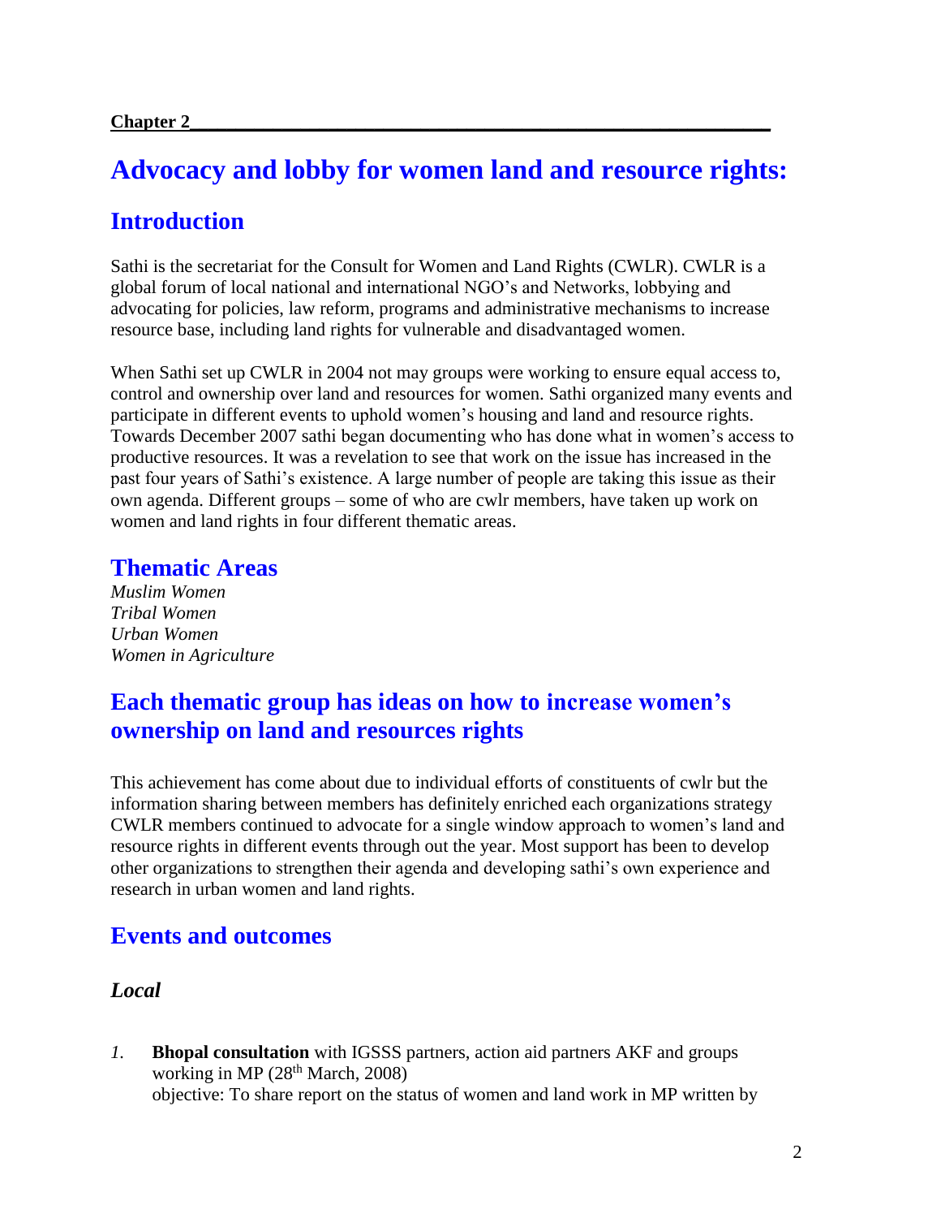**Chapter 2**

# Advocacy and lobby for women land and resource rights:

## Introduction

Sathi is the secretariat for the Consult for Women and Land Rights (CWLR). CWLR is a global forum of local national and international NGO's and Networks, lobbying and advocating for policies, law reform, programs and administrative mechanisms to increase resource base, including land rights for vulnerable and disadvantaged women.

When Sathi set up CWLR in 2004 not may groups were working to ensure equal access to, control and ownership over land and resources for women. Sathi organized many events and participate in different events to uphold women's housing and land and resource rights. Towards December 2007 sathi began documenting who has done what in women's access to productive resources. It was a revelation to see that work on the issue has increased in the past four years of Sathi's existence. A large number of people are taking this issue as their own agenda. Different groups – some of who are cwlr members, have taken up work on women and land rights in four different thematic areas.

## Thematic Areas

*Muslim Women*
*Tribal Women*
*Urban Women*
*Women in Agriculture*

## Each thematic group has ideas on how to increase women's ownership on land and resources rights

This achievement has come about due to individual efforts of constituents of cwlr but the information sharing between members has definitely enriched each organizations strategy CWLR members continued to advocate for a single window approach to women's land and resource rights in different events through out the year. Most support has been to develop other organizations to strengthen their agenda and developing sathi's own experience and research in urban women and land rights.

## Events and outcomes

### *Local*

*1.* **Bhopal consultation** with IGSSS partners, action aid partners AKF and groups working in MP (28th March, 2008)
objective: To share report on the status of women and land work in MP written by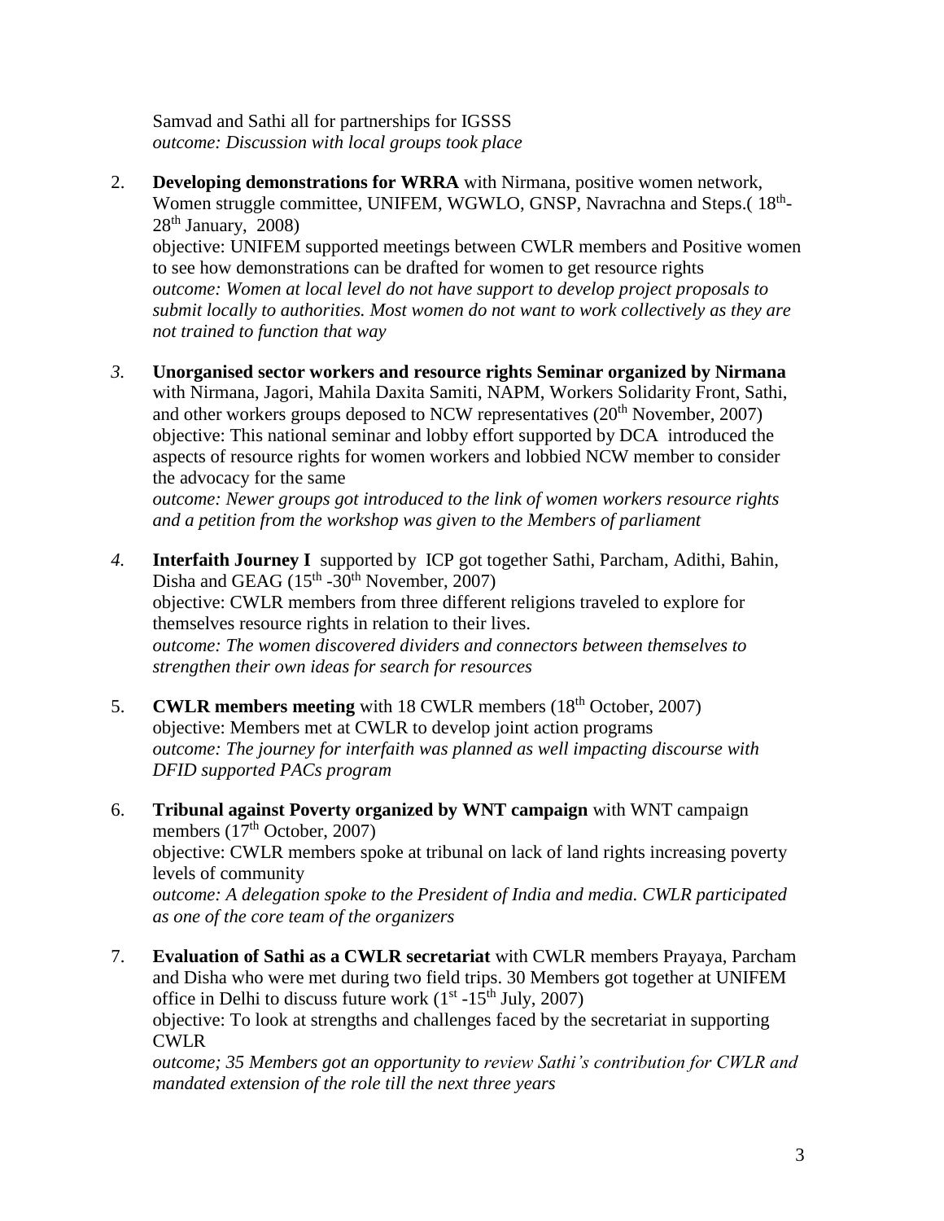Samvad and Sathi all for partnerships for IGSSS
*outcome: Discussion with local groups took place*

2. **Developing demonstrations for WRRA** with Nirmana, positive women network, Women struggle committee, UNIFEM, WGWLO, GNSP, Navrachna and Steps.( 18th-28th January, 2008)
   objective: UNIFEM supported meetings between CWLR members and Positive women to see how demonstrations can be drafted for women to get resource rights
   *outcome: Women at local level do not have support to develop project proposals to submit locally to authorities. Most women do not want to work collectively as they are not trained to function that way*

3. **Unorganised sector workers and resource rights Seminar organized by Nirmana** with Nirmana, Jagori, Mahila Daxita Samiti, NAPM, Workers Solidarity Front, Sathi, and other workers groups deposed to NCW representatives (20th November, 2007)
   objective: This national seminar and lobby effort supported by DCA introduced the aspects of resource rights for women workers and lobbied NCW member to consider the advocacy for the same
   *outcome: Newer groups got introduced to the link of women workers resource rights and a petition from the workshop was given to the Members of parliament*

4. **Interfaith Journey I** supported by ICP got together Sathi, Parcham, Adithi, Bahin, Disha and GEAG (15th -30th November, 2007)
   objective: CWLR members from three different religions traveled to explore for themselves resource rights in relation to their lives.
   *outcome: The women discovered dividers and connectors between themselves to strengthen their own ideas for search for resources*

5. **CWLR members meeting** with 18 CWLR members (18th October, 2007)
   objective: Members met at CWLR to develop joint action programs
   *outcome: The journey for interfaith was planned as well impacting discourse with DFID supported PACs program*

6. **Tribunal against Poverty organized by WNT campaign** with WNT campaign members (17th October, 2007)
   objective: CWLR members spoke at tribunal on lack of land rights increasing poverty levels of community
   *outcome: A delegation spoke to the President of India and media. CWLR participated as one of the core team of the organizers*

7. **Evaluation of Sathi as a CWLR secretariat** with CWLR members Prayaya, Parcham and Disha who were met during two field trips. 30 Members got together at UNIFEM office in Delhi to discuss future work (1st -15th July, 2007)
   objective: To look at strengths and challenges faced by the secretariat in supporting CWLR
   *outcome; 35 Members got an opportunity to review Sathi's contribution for CWLR and mandated extension of the role till the next three years*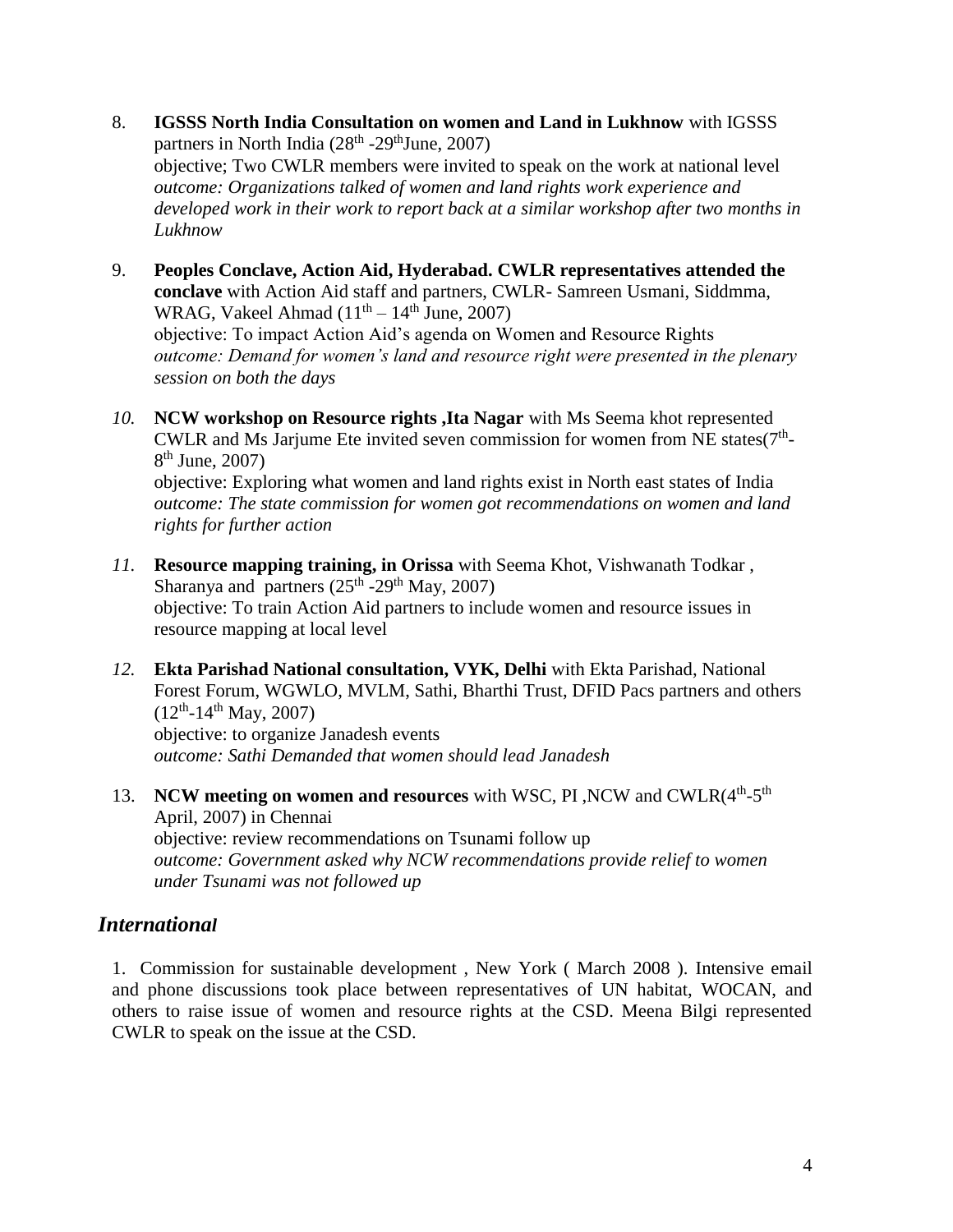8. **IGSSS North India Consultation on women and Land in Lukhnow** with IGSSS partners in North India (28th -29thJune, 2007)
   objective; Two CWLR members were invited to speak on the work at national level
   *outcome: Organizations talked of women and land rights work experience and developed work in their work to report back at a similar workshop after two months in Lukhnow*

9. **Peoples Conclave, Action Aid, Hyderabad. CWLR representatives attended the conclave** with Action Aid staff and partners, CWLR- Samreen Usmani, Siddmma, WRAG, Vakeel Ahmad (11th – 14th June, 2007)
   objective: To impact Action Aid's agenda on Women and Resource Rights
   *outcome: Demand for women's land and resource right were presented in the plenary session on both the days*

10. **NCW workshop on Resource rights ,Ita Nagar** with Ms Seema khot represented CWLR and Ms Jarjume Ete invited seven commission for women from NE states(7th-8th June, 2007)
    objective: Exploring what women and land rights exist in North east states of India
    *outcome: The state commission for women got recommendations on women and land rights for further action*

11. **Resource mapping training, in Orissa** with Seema Khot, Vishwanath Todkar , Sharanya and partners (25th -29th May, 2007)
    objective: To train Action Aid partners to include women and resource issues in resource mapping at local level

12. **Ekta Parishad National consultation, VYK, Delhi** with Ekta Parishad, National Forest Forum, WGWLO, MVLM, Sathi, Bharthi Trust, DFID Pacs partners and others (12th-14th May, 2007)
    objective: to organize Janadesh events
    *outcome: Sathi Demanded that women should lead Janadesh*

13. **NCW meeting on women and resources** with WSC, PI ,NCW and CWLR(4th-5th April, 2007) in Chennai
    objective: review recommendations on Tsunami follow up
    *outcome: Government asked why NCW recommendations provide relief to women under Tsunami was not followed up*

## *International*

1. Commission for sustainable development , New York ( March 2008 ). Intensive email and phone discussions took place between representatives of UN habitat, WOCAN, and others to raise issue of women and resource rights at the CSD. Meena Bilgi represented CWLR to speak on the issue at the CSD.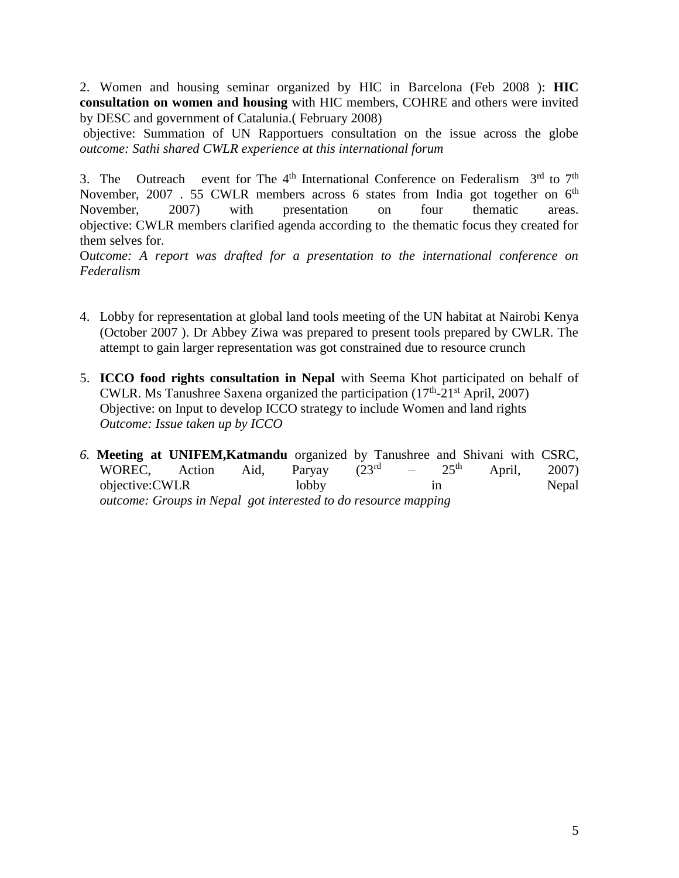2. Women and housing seminar organized by HIC in Barcelona (Feb 2008 ): **HIC consultation on women and housing** with HIC members, COHRE and others were invited by DESC and government of Catalunia.( February 2008)
objective: Summation of UN Rapportuers consultation on the issue across the globe
*outcome: Sathi shared CWLR experience at this international forum*

3. The Outreach event for The 4th International Conference on Federalism 3rd to 7th November, 2007 . 55 CWLR members across 6 states from India got together on 6th November, 2007) with presentation on four thematic areas.
objective: CWLR members clarified agenda according to the thematic focus they created for them selves for.
O*utcome: A report was drafted for a presentation to the international conference on Federalism*

4. Lobby for representation at global land tools meeting of the UN habitat at Nairobi Kenya (October 2007 ). Dr Abbey Ziwa was prepared to present tools prepared by CWLR. The attempt to gain larger representation was got constrained due to resource crunch

5. **ICCO food rights consultation in Nepal** with Seema Khot participated on behalf of CWLR. Ms Tanushree Saxena organized the participation (17th-21st April, 2007)
   Objective: on Input to develop ICCO strategy to include Women and land rights
   *Outcome: Issue taken up by ICCO*

*6.* **Meeting at UNIFEM,Katmandu** organized by Tanushree and Shivani with CSRC, WOREC, Action Aid, Paryay (23rd – 25th April, 2007)
   objective:CWLR lobby in Nepal
   *outcome: Groups in Nepal got interested to do resource mapping*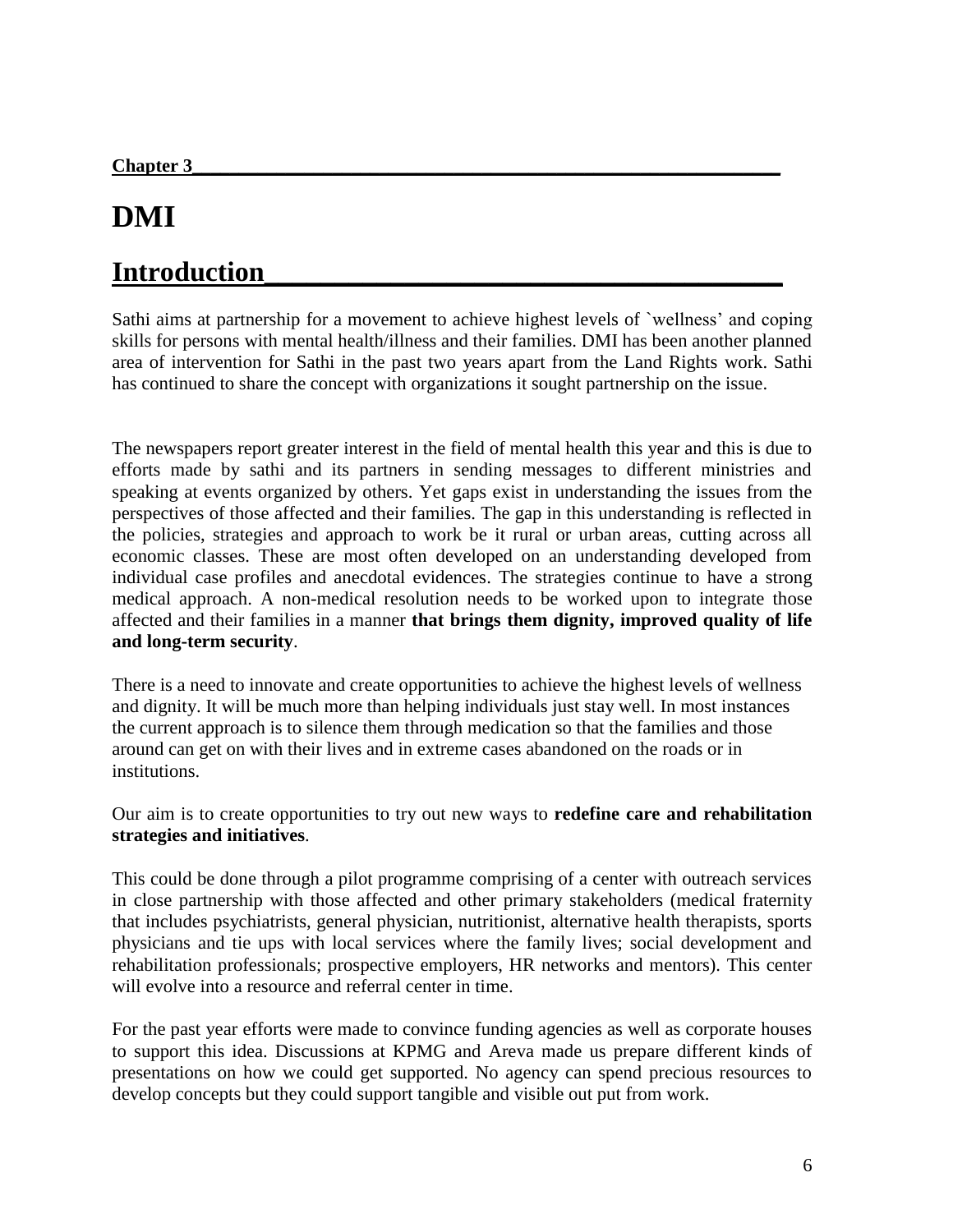**Chapter 3**

# DMI

## Introduction

Sathi aims at partnership for a movement to achieve highest levels of `wellness' and coping skills for persons with mental health/illness and their families. DMI has been another planned area of intervention for Sathi in the past two years apart from the Land Rights work. Sathi has continued to share the concept with organizations it sought partnership on the issue.

The newspapers report greater interest in the field of mental health this year and this is due to efforts made by sathi and its partners in sending messages to different ministries and speaking at events organized by others. Yet gaps exist in understanding the issues from the perspectives of those affected and their families. The gap in this understanding is reflected in the policies, strategies and approach to work be it rural or urban areas, cutting across all economic classes. These are most often developed on an understanding developed from individual case profiles and anecdotal evidences. The strategies continue to have a strong medical approach. A non-medical resolution needs to be worked upon to integrate those affected and their families in a manner **that brings them dignity, improved quality of life and long-term security**.

There is a need to innovate and create opportunities to achieve the highest levels of wellness and dignity. It will be much more than helping individuals just stay well. In most instances the current approach is to silence them through medication so that the families and those around can get on with their lives and in extreme cases abandoned on the roads or in institutions.

Our aim is to create opportunities to try out new ways to **redefine care and rehabilitation strategies and initiatives**.

This could be done through a pilot programme comprising of a center with outreach services in close partnership with those affected and other primary stakeholders (medical fraternity that includes psychiatrists, general physician, nutritionist, alternative health therapists, sports physicians and tie ups with local services where the family lives; social development and rehabilitation professionals; prospective employers, HR networks and mentors). This center will evolve into a resource and referral center in time.

For the past year efforts were made to convince funding agencies as well as corporate houses to support this idea. Discussions at KPMG and Areva made us prepare different kinds of presentations on how we could get supported. No agency can spend precious resources to develop concepts but they could support tangible and visible out put from work.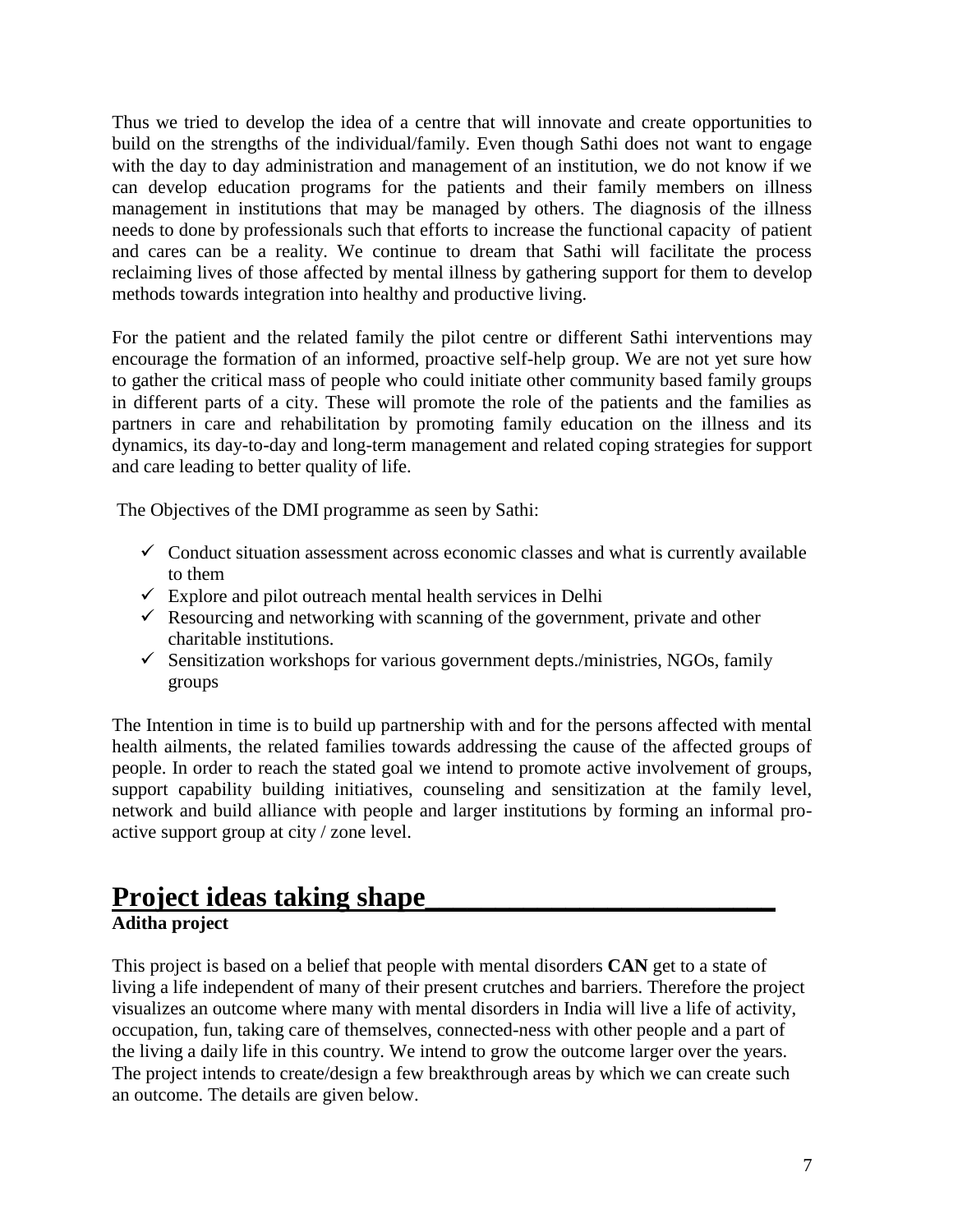Thus we tried to develop the idea of a centre that will innovate and create opportunities to build on the strengths of the individual/family. Even though Sathi does not want to engage with the day to day administration and management of an institution, we do not know if we can develop education programs for the patients and their family members on illness management in institutions that may be managed by others. The diagnosis of the illness needs to done by professionals such that efforts to increase the functional capacity of patient and cares can be a reality. We continue to dream that Sathi will facilitate the process reclaiming lives of those affected by mental illness by gathering support for them to develop methods towards integration into healthy and productive living.

For the patient and the related family the pilot centre or different Sathi interventions may encourage the formation of an informed, proactive self-help group. We are not yet sure how to gather the critical mass of people who could initiate other community based family groups in different parts of a city. These will promote the role of the patients and the families as partners in care and rehabilitation by promoting family education on the illness and its dynamics, its day-to-day and long-term management and related coping strategies for support and care leading to better quality of life.

The Objectives of the DMI programme as seen by Sathi:

- ✓ Conduct situation assessment across economic classes and what is currently available to them
- ✓ Explore and pilot outreach mental health services in Delhi
- ✓ Resourcing and networking with scanning of the government, private and other charitable institutions.
- ✓ Sensitization workshops for various government depts./ministries, NGOs, family groups

The Intention in time is to build up partnership with and for the persons affected with mental health ailments, the related families towards addressing the cause of the affected groups of people. In order to reach the stated goal we intend to promote active involvement of groups, support capability building initiatives, counseling and sensitization at the family level, network and build alliance with people and larger institutions by forming an informal pro-active support group at city / zone level.

# Project ideas taking shape

**Aditha project**

This project is based on a belief that people with mental disorders **CAN** get to a state of living a life independent of many of their present crutches and barriers. Therefore the project visualizes an outcome where many with mental disorders in India will live a life of activity, occupation, fun, taking care of themselves, connected-ness with other people and a part of the living a daily life in this country. We intend to grow the outcome larger over the years. The project intends to create/design a few breakthrough areas by which we can create such an outcome. The details are given below.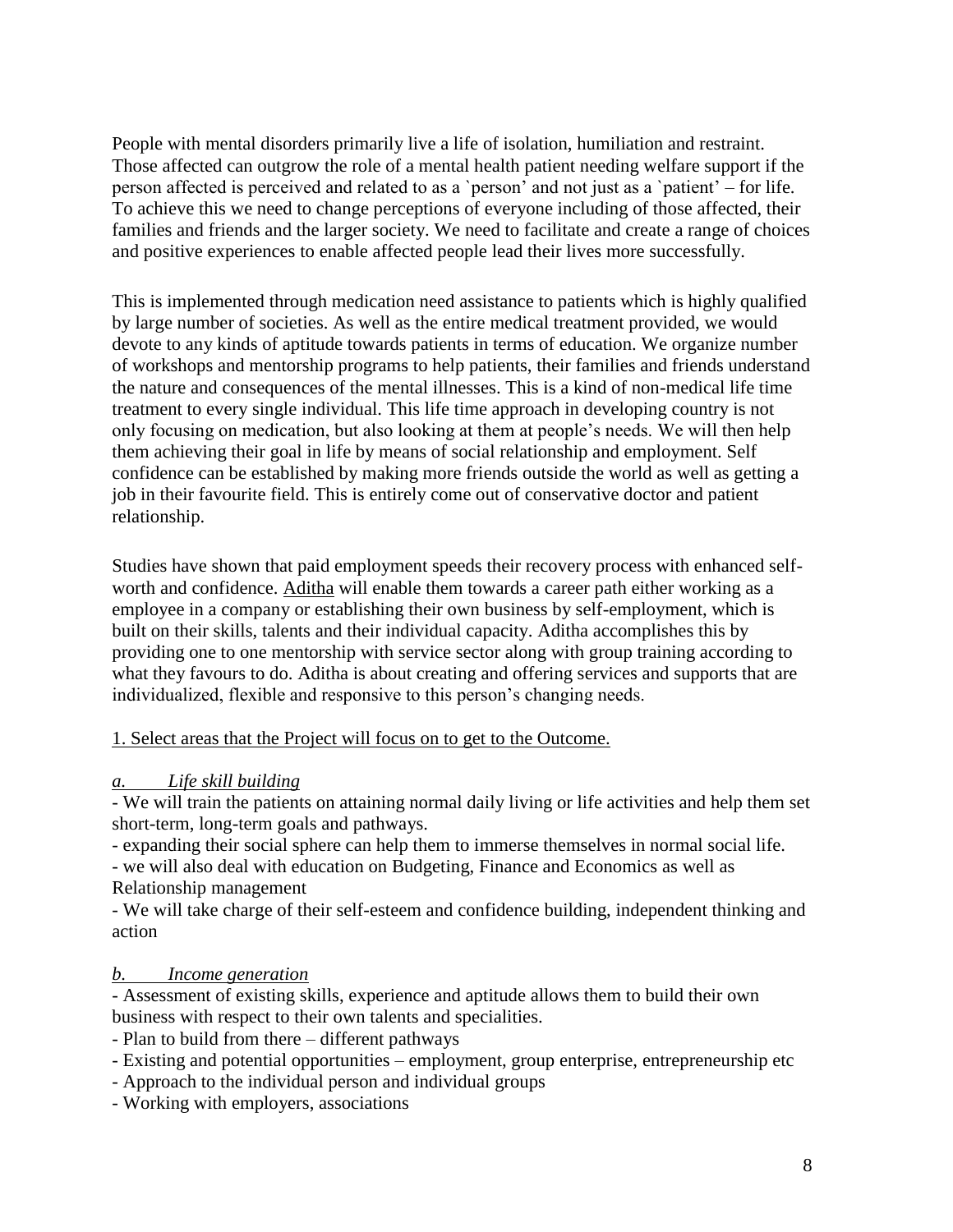People with mental disorders primarily live a life of isolation, humiliation and restraint. Those affected can outgrow the role of a mental health patient needing welfare support if the person affected is perceived and related to as a `person' and not just as a `patient' – for life. To achieve this we need to change perceptions of everyone including of those affected, their families and friends and the larger society. We need to facilitate and create a range of choices and positive experiences to enable affected people lead their lives more successfully.

This is implemented through medication need assistance to patients which is highly qualified by large number of societies. As well as the entire medical treatment provided, we would devote to any kinds of aptitude towards patients in terms of education. We organize number of workshops and mentorship programs to help patients, their families and friends understand the nature and consequences of the mental illnesses. This is a kind of non-medical life time treatment to every single individual. This life time approach in developing country is not only focusing on medication, but also looking at them at people's needs. We will then help them achieving their goal in life by means of social relationship and employment. Self confidence can be established by making more friends outside the world as well as getting a job in their favourite field. This is entirely come out of conservative doctor and patient relationship.

Studies have shown that paid employment speeds their recovery process with enhanced self-worth and confidence. <u>Aditha</u> will enable them towards a career path either working as a employee in a company or establishing their own business by self-employment, which is built on their skills, talents and their individual capacity. Aditha accomplishes this by providing one to one mentorship with service sector along with group training according to what they favours to do. Aditha is about creating and offering services and supports that are individualized, flexible and responsive to this person's changing needs.

<u>1. Select areas that the Project will focus on to get to the Outcome.</u>

*<u>a. Life skill building</u>*

- We will train the patients on attaining normal daily living or life activities and help them set short-term, long-term goals and pathways.
- expanding their social sphere can help them to immerse themselves in normal social life.
- we will also deal with education on Budgeting, Finance and Economics as well as Relationship management
- We will take charge of their self-esteem and confidence building, independent thinking and action

*<u>b. Income generation</u>*

- Assessment of existing skills, experience and aptitude allows them to build their own business with respect to their own talents and specialities.
- Plan to build from there – different pathways
- Existing and potential opportunities – employment, group enterprise, entrepreneurship etc
- Approach to the individual person and individual groups
- Working with employers, associations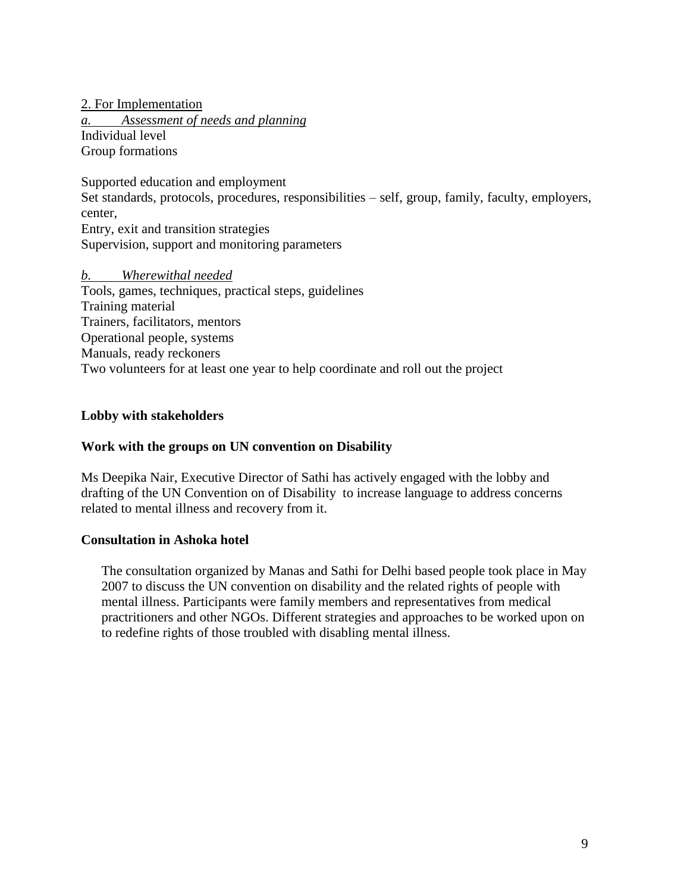<u>2. For Implementation</u>

*<u>a. Assessment of needs and planning</u>*

Individual level
Group formations

Supported education and employment
Set standards, protocols, procedures, responsibilities – self, group, family, faculty, employers, center,
Entry, exit and transition strategies
Supervision, support and monitoring parameters

*<u>b. Wherewithal needed</u>*

Tools, games, techniques, practical steps, guidelines
Training material
Trainers, facilitators, mentors
Operational people, systems
Manuals, ready reckoners
Two volunteers for at least one year to help coordinate and roll out the project

**Lobby with stakeholders**

**Work with the groups on UN convention on Disability**

Ms Deepika Nair, Executive Director of Sathi has actively engaged with the lobby and drafting of the UN Convention on of Disability to increase language to address concerns related to mental illness and recovery from it.

**Consultation in Ashoka hotel**

The consultation organized by Manas and Sathi for Delhi based people took place in May 2007 to discuss the UN convention on disability and the related rights of people with mental illness. Participants were family members and representatives from medical practritioners and other NGOs. Different strategies and approaches to be worked upon on to redefine rights of those troubled with disabling mental illness.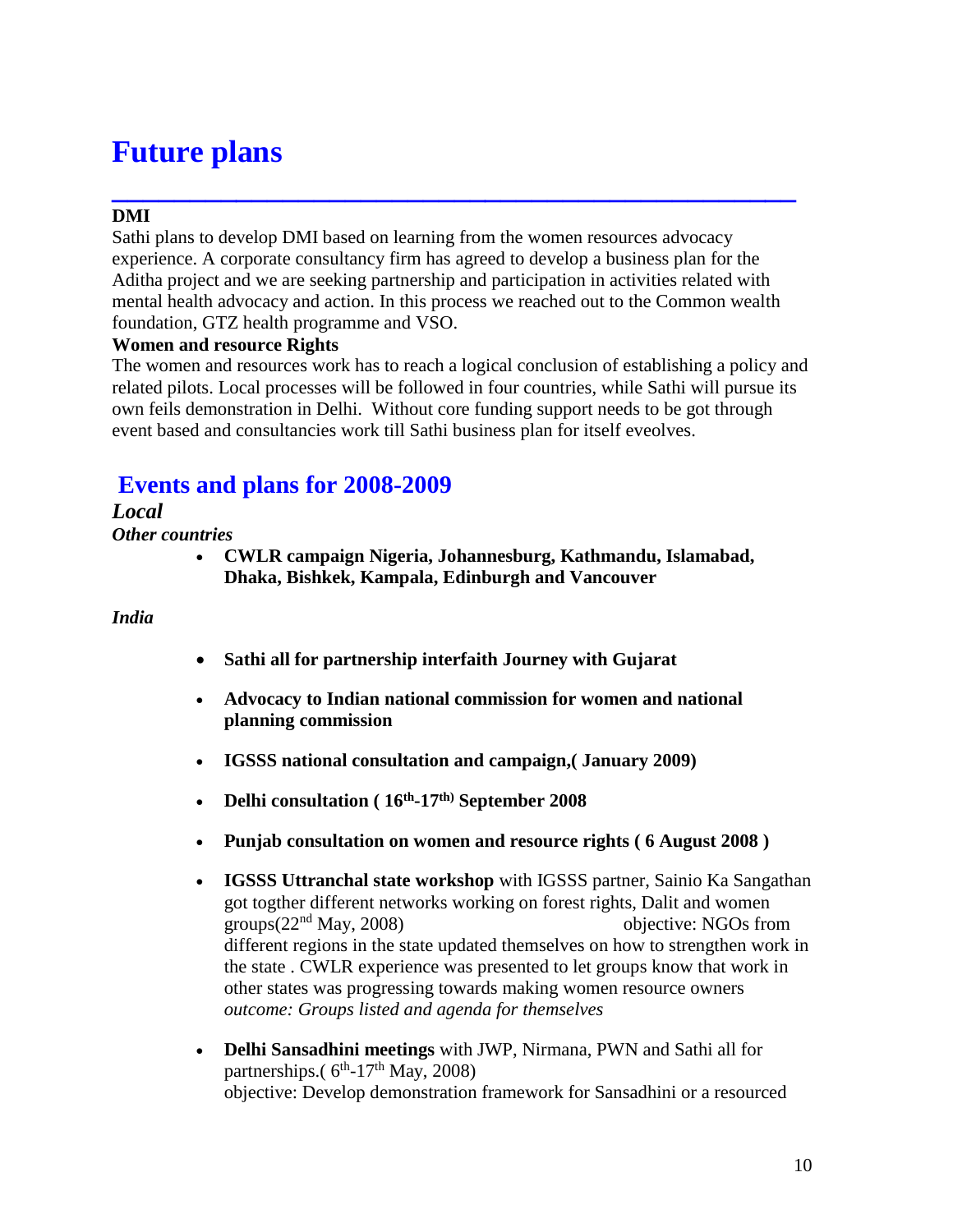# Future plans

**DMI**

Sathi plans to develop DMI based on learning from the women resources advocacy experience. A corporate consultancy firm has agreed to develop a business plan for the Aditha project and we are seeking partnership and participation in activities related with mental health advocacy and action. In this process we reached out to the Common wealth foundation, GTZ health programme and VSO.

**Women and resource Rights**

The women and resources work has to reach a logical conclusion of establishing a policy and related pilots. Local processes will be followed in four countries, while Sathi will pursue its own feils demonstration in Delhi. Without core funding support needs to be got through event based and consultancies work till Sathi business plan for itself eveolves.

## Events and plans for 2008-2009

***Local***

***Other countries***

- **CWLR campaign Nigeria, Johannesburg, Kathmandu, Islamabad, Dhaka, Bishkek, Kampala, Edinburgh and Vancouver**

*India*

- **Sathi all for partnership interfaith Journey with Gujarat**
- **Advocacy to Indian national commission for women and national planning commission**
- **IGSSS national consultation and campaign,( January 2009)**
- **Delhi consultation ( 16th-17th) September 2008**
- **Punjab consultation on women and resource rights ( 6 August 2008 )**
- **IGSSS Uttranchal state workshop** with IGSSS partner, Sainio Ka Sangathan got togther different networks working on forest rights, Dalit and women groups(22nd May, 2008) objective: NGOs from different regions in the state updated themselves on how to strengthen work in the state . CWLR experience was presented to let groups know that work in other states was progressing towards making women resource owners
  *outcome: Groups listed and agenda for themselves*
- **Delhi Sansadhini meetings** with JWP, Nirmana, PWN and Sathi all for partnerships.( 6th-17th May, 2008)
  objective: Develop demonstration framework for Sansadhini or a resourced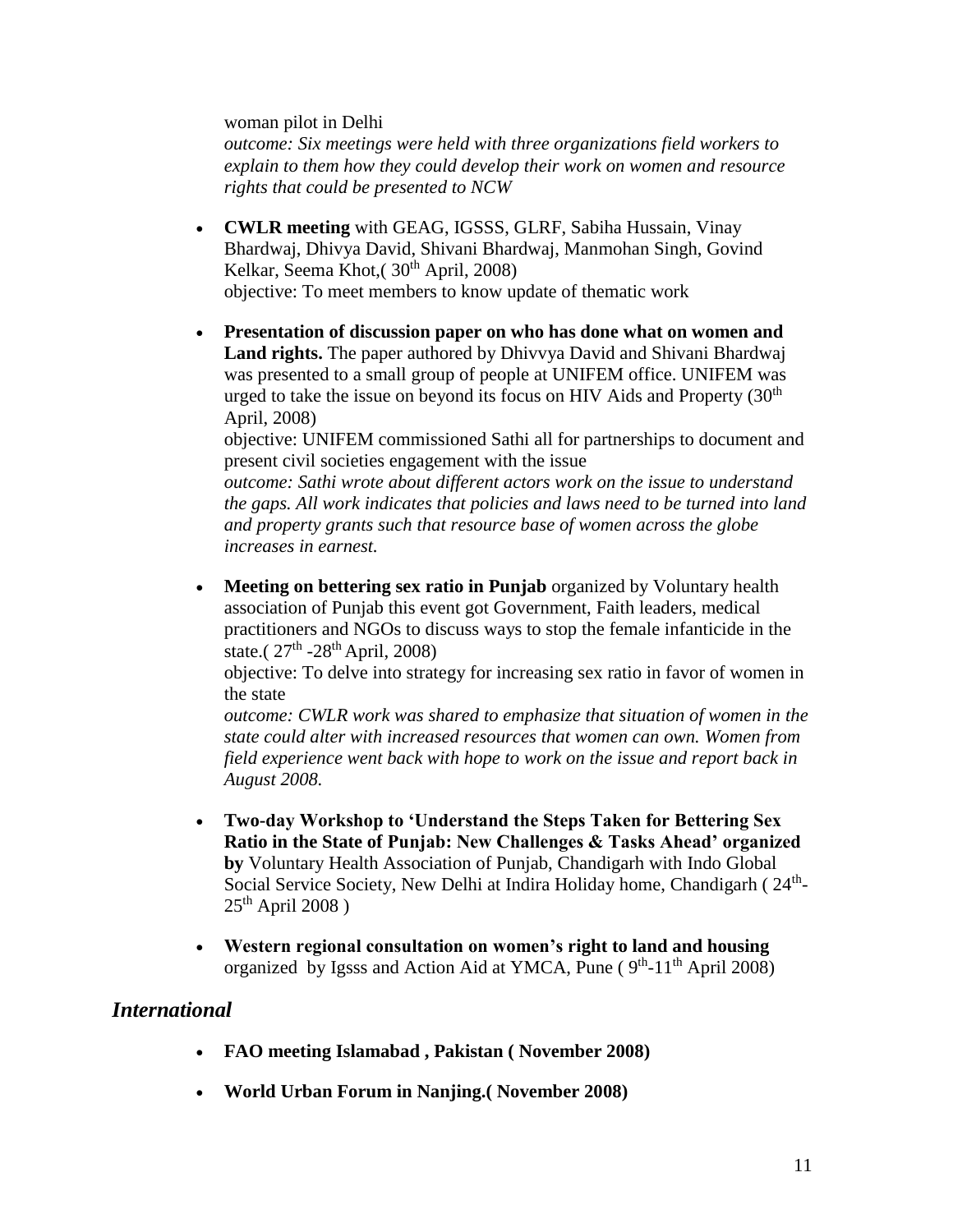woman pilot in Delhi

*outcome: Six meetings were held with three organizations field workers to explain to them how they could develop their work on women and resource rights that could be presented to NCW*

- **CWLR meeting** with GEAG, IGSSS, GLRF, Sabiha Hussain, Vinay Bhardwaj, Dhivya David, Shivani Bhardwaj, Manmohan Singh, Govind Kelkar, Seema Khot,( 30th April, 2008)
  objective: To meet members to know update of thematic work

- **Presentation of discussion paper on who has done what on women and Land rights.** The paper authored by Dhivvya David and Shivani Bhardwaj was presented to a small group of people at UNIFEM office. UNIFEM was urged to take the issue on beyond its focus on HIV Aids and Property (30th April, 2008)
  objective: UNIFEM commissioned Sathi all for partnerships to document and present civil societies engagement with the issue
  *outcome: Sathi wrote about different actors work on the issue to understand the gaps. All work indicates that policies and laws need to be turned into land and property grants such that resource base of women across the globe increases in earnest.*

- **Meeting on bettering sex ratio in Punjab** organized by Voluntary health association of Punjab this event got Government, Faith leaders, medical practitioners and NGOs to discuss ways to stop the female infanticide in the state.( 27th -28th April, 2008)
  objective: To delve into strategy for increasing sex ratio in favor of women in the state
  *outcome: CWLR work was shared to emphasize that situation of women in the state could alter with increased resources that women can own. Women from field experience went back with hope to work on the issue and report back in August 2008.*

- **Two-day Workshop to 'Understand the Steps Taken for Bettering Sex Ratio in the State of Punjab: New Challenges & Tasks Ahead' organized by** Voluntary Health Association of Punjab, Chandigarh with Indo Global Social Service Society, New Delhi at Indira Holiday home, Chandigarh ( 24th-25th April 2008 )

- **Western regional consultation on women's right to land and housing** organized by Igsss and Action Aid at YMCA, Pune ( 9th-11th April 2008)

## *International*

- **FAO meeting Islamabad , Pakistan ( November 2008)**
- **World Urban Forum in Nanjing.( November 2008)**